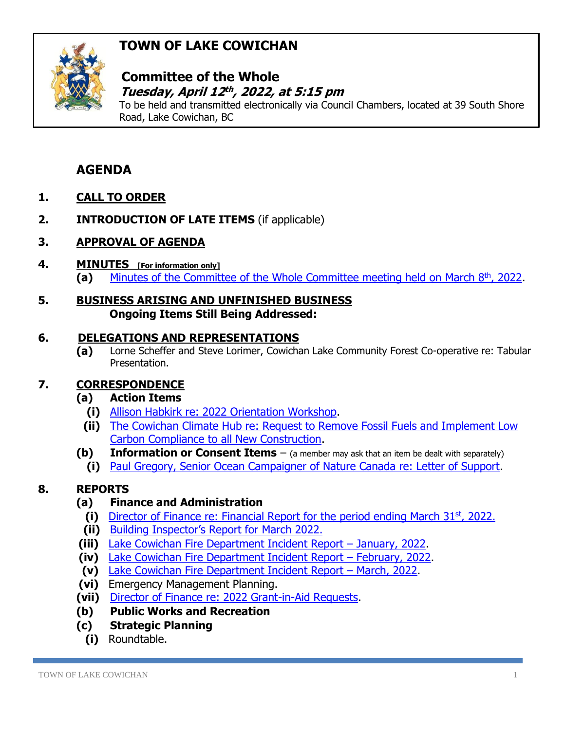# TOWN OF LAKE COWICHAN

## Committee of the Whole

***Tuesday, April 12th, 2022, at 5:15 pm***

To be held and transmitted electronically via Council Chambers, located at 39 South Shore Road, Lake Cowichan, BC

## AGENDA

1. **CALL TO ORDER**

2. **INTRODUCTION OF LATE ITEMS** (if applicable)

3. **APPROVAL OF AGENDA**

4. **MINUTES** **[For information only]**
   - **(a)** Minutes of the Committee of the Whole Committee meeting held on March 8th, 2022.

5. **BUSINESS ARISING AND UNFINISHED BUSINESS**
   **Ongoing Items Still Being Addressed:**

6. **DELEGATIONS AND REPRESENTATIONS**
   - **(a)** Lorne Scheffer and Steve Lorimer, Cowichan Lake Community Forest Co-operative re: Tabular Presentation.

7. **CORRESPONDENCE**
   - **(a) Action Items**
     - **(i)** Allison Habkirk re: 2022 Orientation Workshop.
     - **(ii)** The Cowichan Climate Hub re: Request to Remove Fossil Fuels and Implement Low Carbon Compliance to all New Construction.
   - **(b) Information or Consent Items** – (a member may ask that an item be dealt with separately)
     - **(i)** Paul Gregory, Senior Ocean Campaigner of Nature Canada re: Letter of Support.

8. **REPORTS**
   - **(a) Finance and Administration**
     - **(i)** Director of Finance re: Financial Report for the period ending March 31st, 2022.
     - **(ii)** Building Inspector's Report for March 2022.
     - **(iii)** Lake Cowichan Fire Department Incident Report – January, 2022.
     - **(iv)** Lake Cowichan Fire Department Incident Report – February, 2022.
     - **(v)** Lake Cowichan Fire Department Incident Report – March, 2022.
     - **(vi)** Emergency Management Planning.
     - **(vii)** Director of Finance re: 2022 Grant-in-Aid Requests.
   - **(b) Public Works and Recreation**
   - **(c) Strategic Planning**
     - **(i)** Roundtable.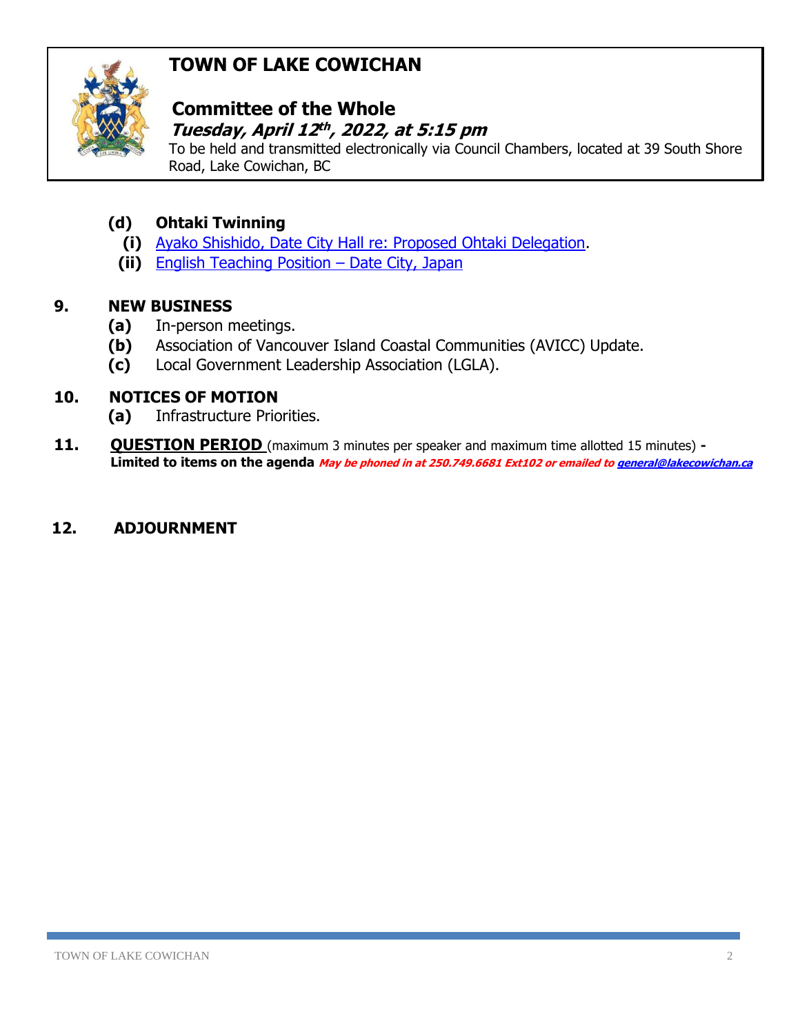# TOWN OF LAKE COWICHAN

## Committee of the Whole

***Tuesday, April 12th, 2022, at 5:15 pm***

To be held and transmitted electronically via Council Chambers, located at 39 South Shore Road, Lake Cowichan, BC

**(d) Ohtaki Twinning**

- **(i)** Ayako Shishido, Date City Hall re: Proposed Ohtaki Delegation.
- **(ii)** English Teaching Position – Date City, Japan

**9. NEW BUSINESS**

- **(a)** In-person meetings.
- **(b)** Association of Vancouver Island Coastal Communities (AVICC) Update.
- **(c)** Local Government Leadership Association (LGLA).

**10. NOTICES OF MOTION**

- **(a)** Infrastructure Priorities.

**11. QUESTION PERIOD** (maximum 3 minutes per speaker and maximum time allotted 15 minutes) **- Limited to items on the agenda** ***May be phoned in at 250.749.6681 Ext102 or emailed to general@lakecowichan.ca***

**12. ADJOURNMENT**